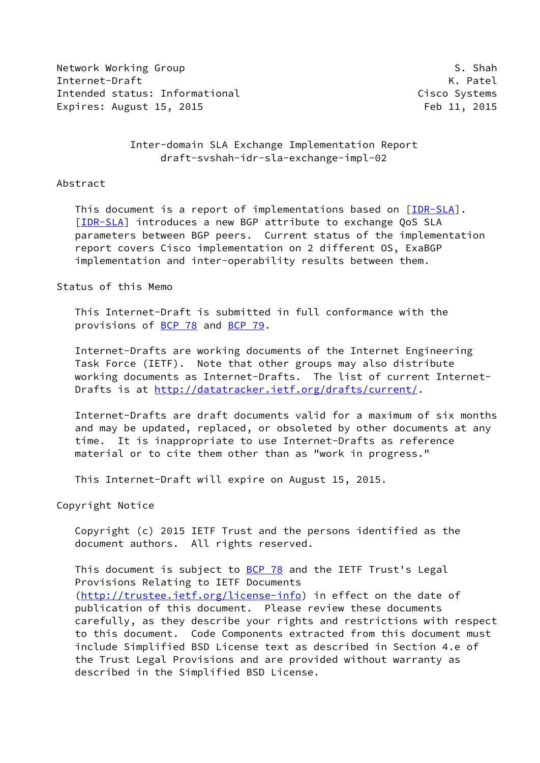Network Working Group S. Shah
Internet-Draft K. Patel
Intended status: Informational Cisco Systems
Expires: August 15, 2015 Feb 11, 2015

# Inter-domain SLA Exchange Implementation Report
draft-svshah-idr-sla-exchange-impl-02

## Abstract

This document is a report of implementations based on [IDR-SLA]. [IDR-SLA] introduces a new BGP attribute to exchange QoS SLA parameters between BGP peers. Current status of the implementation report covers Cisco implementation on 2 different OS, ExaBGP implementation and inter-operability results between them.

## Status of this Memo

This Internet-Draft is submitted in full conformance with the provisions of BCP 78 and BCP 79.

Internet-Drafts are working documents of the Internet Engineering Task Force (IETF). Note that other groups may also distribute working documents as Internet-Drafts. The list of current Internet-Drafts is at http://datatracker.ietf.org/drafts/current/.

Internet-Drafts are draft documents valid for a maximum of six months and may be updated, replaced, or obsoleted by other documents at any time. It is inappropriate to use Internet-Drafts as reference material or to cite them other than as "work in progress."

This Internet-Draft will expire on August 15, 2015.

## Copyright Notice

Copyright (c) 2015 IETF Trust and the persons identified as the document authors. All rights reserved.

This document is subject to BCP 78 and the IETF Trust's Legal Provisions Relating to IETF Documents (http://trustee.ietf.org/license-info) in effect on the date of publication of this document. Please review these documents carefully, as they describe your rights and restrictions with respect to this document. Code Components extracted from this document must include Simplified BSD License text as described in Section 4.e of the Trust Legal Provisions and are provided without warranty as described in the Simplified BSD License.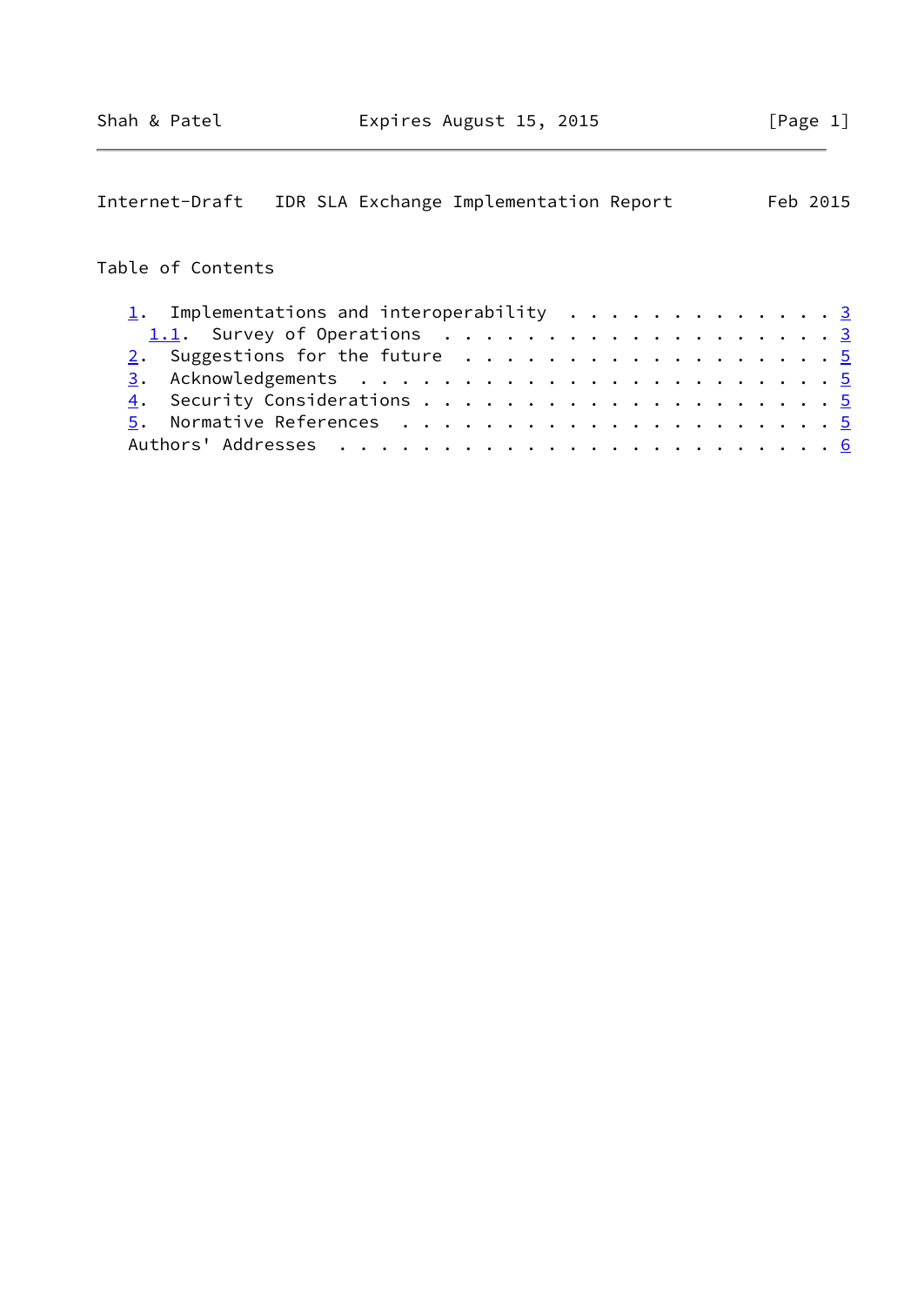Table of Contents

1. Implementations and interoperability . . . . . . . . . . . . . 3
   1.1. Survey of Operations . . . . . . . . . . . . . . . . . . . 3
2. Suggestions for the future . . . . . . . . . . . . . . . . . . 5
3. Acknowledgements . . . . . . . . . . . . . . . . . . . . . . . 5
4. Security Considerations . . . . . . . . . . . . . . . . . . . . 5
5. Normative References . . . . . . . . . . . . . . . . . . . . . 5
Authors' Addresses . . . . . . . . . . . . . . . . . . . . . . . . 6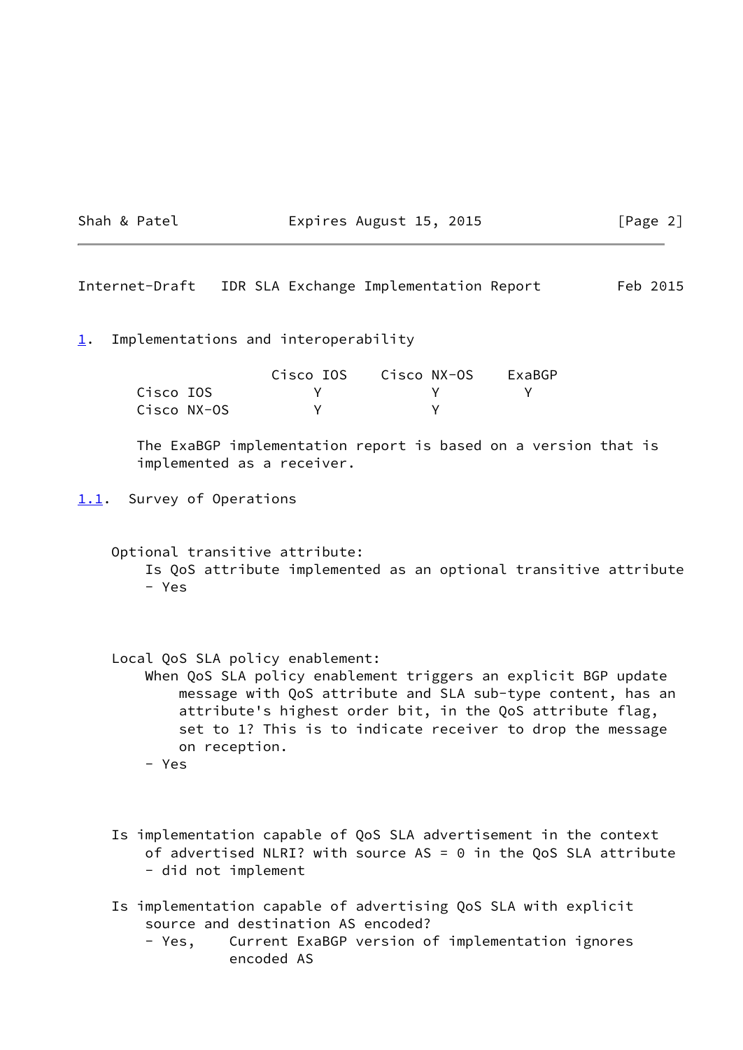## 1. Implementations and interoperability

| | Cisco IOS | Cisco NX-OS | ExaBGP |
|---|---|---|---|
| Cisco IOS | Y | Y | Y |
| Cisco NX-OS | Y | Y | |

The ExaBGP implementation report is based on a version that is implemented as a receiver.

### 1.1. Survey of Operations

Optional transitive attribute:
Is QoS attribute implemented as an optional transitive attribute
- Yes

Local QoS SLA policy enablement:
When QoS SLA policy enablement triggers an explicit BGP update message with QoS attribute and SLA sub-type content, has an attribute's highest order bit, in the QoS attribute flag, set to 1? This is to indicate receiver to drop the message on reception.
- Yes

Is implementation capable of QoS SLA advertisement in the context of advertised NLRI? with source AS = 0 in the QoS SLA attribute
- did not implement

Is implementation capable of advertising QoS SLA with explicit source and destination AS encoded?
- Yes, Current ExaBGP version of implementation ignores encoded AS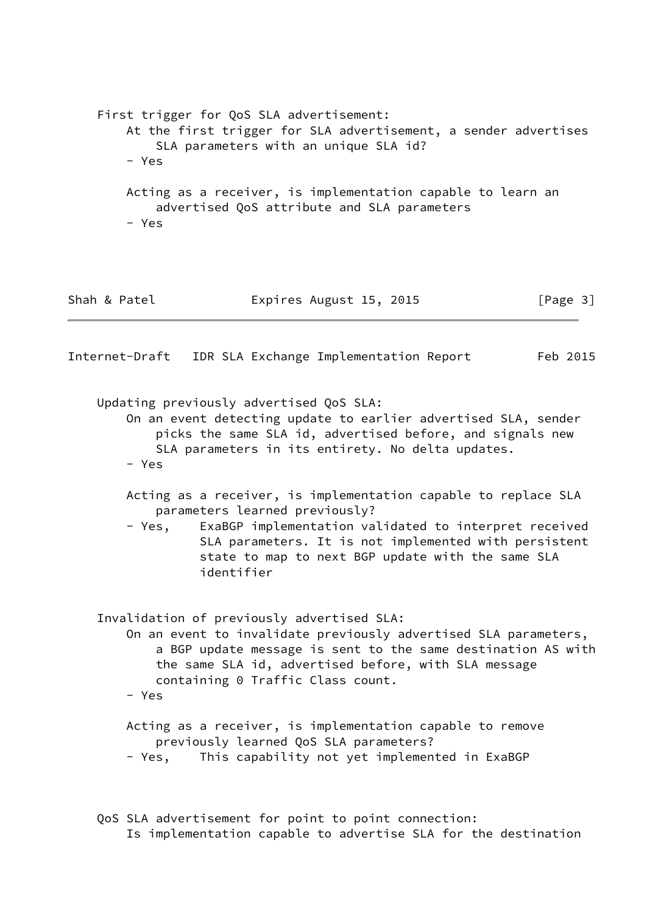First trigger for QoS SLA advertisement:

At the first trigger for SLA advertisement, a sender advertises SLA parameters with an unique SLA id?

- Yes

Acting as a receiver, is implementation capable to learn an advertised QoS attribute and SLA parameters

- Yes

Updating previously advertised QoS SLA:

On an event detecting update to earlier advertised SLA, sender picks the same SLA id, advertised before, and signals new SLA parameters in its entirety. No delta updates.

- Yes

Acting as a receiver, is implementation capable to replace SLA parameters learned previously?

- Yes, ExaBGP implementation validated to interpret received SLA parameters. It is not implemented with persistent state to map to next BGP update with the same SLA identifier

Invalidation of previously advertised SLA:

On an event to invalidate previously advertised SLA parameters, a BGP update message is sent to the same destination AS with the same SLA id, advertised before, with SLA message containing 0 Traffic Class count.

- Yes

Acting as a receiver, is implementation capable to remove previously learned QoS SLA parameters?

- Yes, This capability not yet implemented in ExaBGP

QoS SLA advertisement for point to point connection:

Is implementation capable to advertise SLA for the destination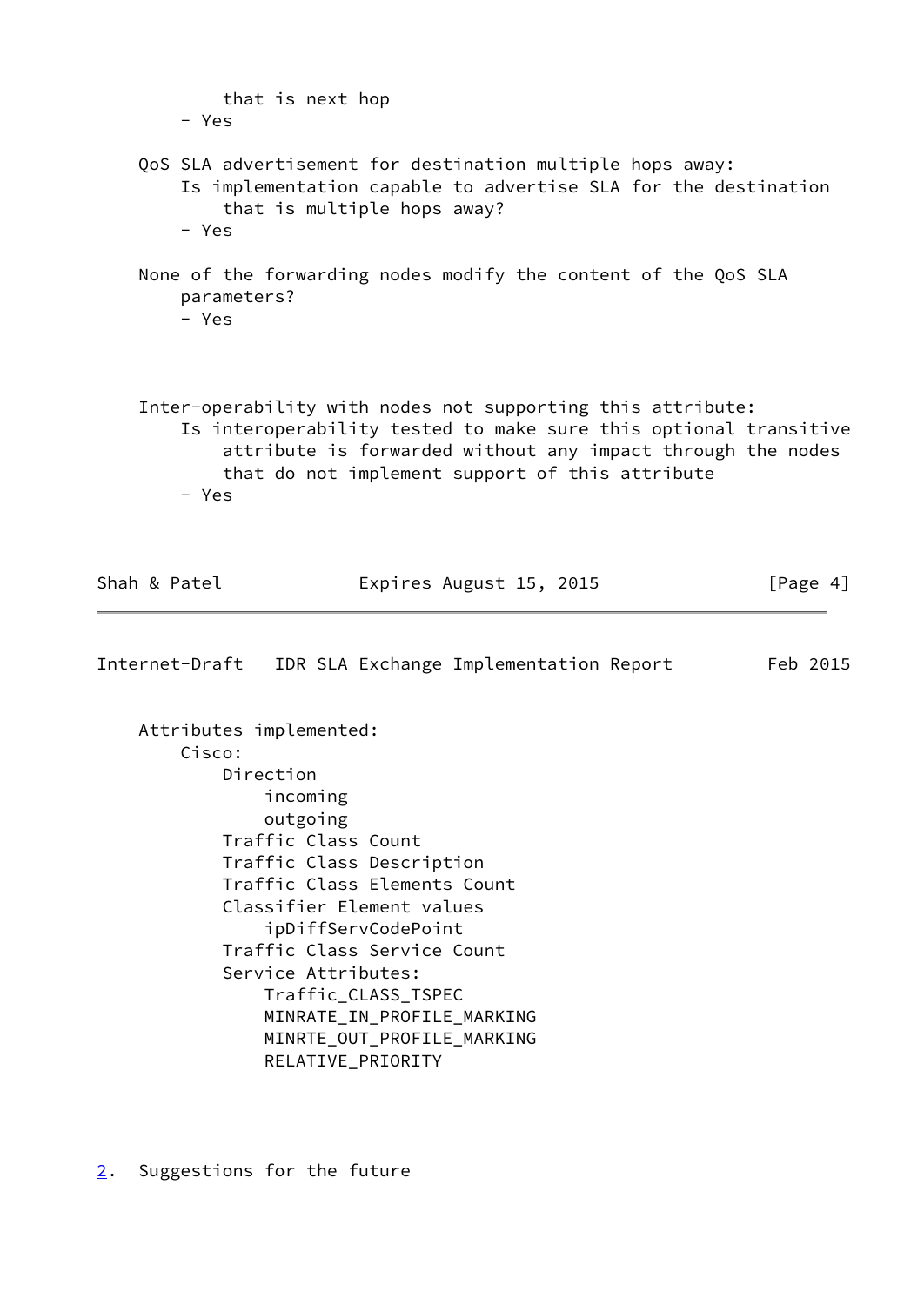that is next hop
- Yes

QoS SLA advertisement for destination multiple hops away:
Is implementation capable to advertise SLA for the destination that is multiple hops away?
- Yes

None of the forwarding nodes modify the content of the QoS SLA parameters?
- Yes

Inter-operability with nodes not supporting this attribute:
Is interoperability tested to make sure this optional transitive attribute is forwarded without any impact through the nodes that do not implement support of this attribute
- Yes

Attributes implemented:

- Cisco:
  - Direction
    - incoming
    - outgoing
  - Traffic Class Count
  - Traffic Class Description
  - Traffic Class Elements Count
  - Classifier Element values
    - ipDiffServCodePoint
  - Traffic Class Service Count
  - Service Attributes:
    - Traffic_CLASS_TSPEC
    - MINRATE_IN_PROFILE_MARKING
    - MINRTE_OUT_PROFILE_MARKING
    - RELATIVE_PRIORITY

## 2. Suggestions for the future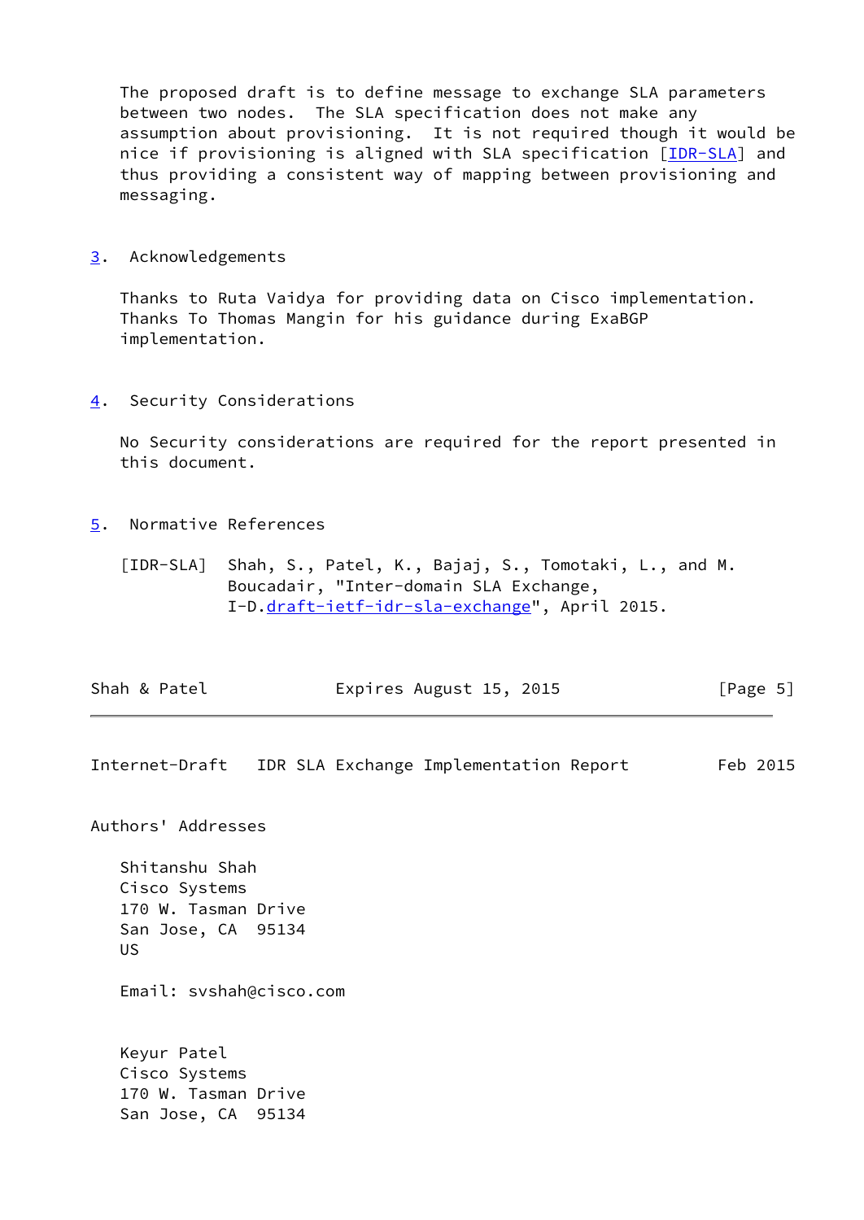The proposed draft is to define message to exchange SLA parameters between two nodes. The SLA specification does not make any assumption about provisioning. It is not required though it would be nice if provisioning is aligned with SLA specification [IDR-SLA] and thus providing a consistent way of mapping between provisioning and messaging.

## 3. Acknowledgements

Thanks to Ruta Vaidya for providing data on Cisco implementation. Thanks To Thomas Mangin for his guidance during ExaBGP implementation.

## 4. Security Considerations

No Security considerations are required for the report presented in this document.

## 5. Normative References

[IDR-SLA] Shah, S., Patel, K., Bajaj, S., Tomotaki, L., and M. Boucadair, "Inter-domain SLA Exchange, I-D.draft-ietf-idr-sla-exchange", April 2015.

## Authors' Addresses

Shitanshu Shah
Cisco Systems
170 W. Tasman Drive
San Jose, CA 95134
US

Email: svshah@cisco.com

Keyur Patel
Cisco Systems
170 W. Tasman Drive
San Jose, CA 95134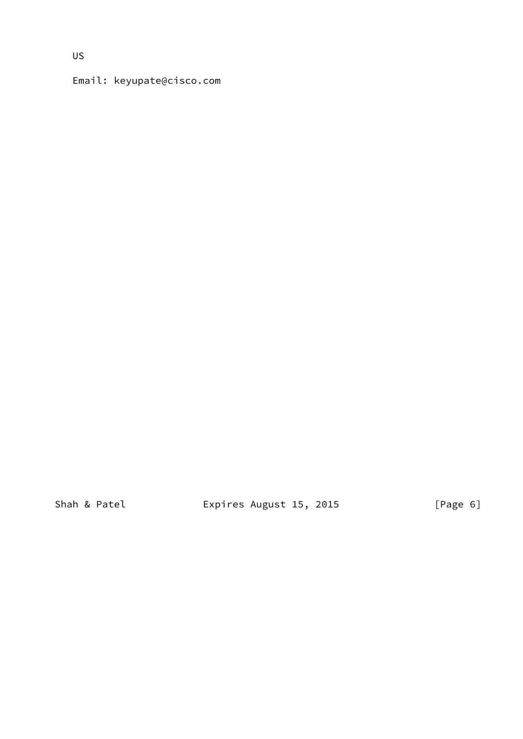US

Email: keyupate@cisco.com